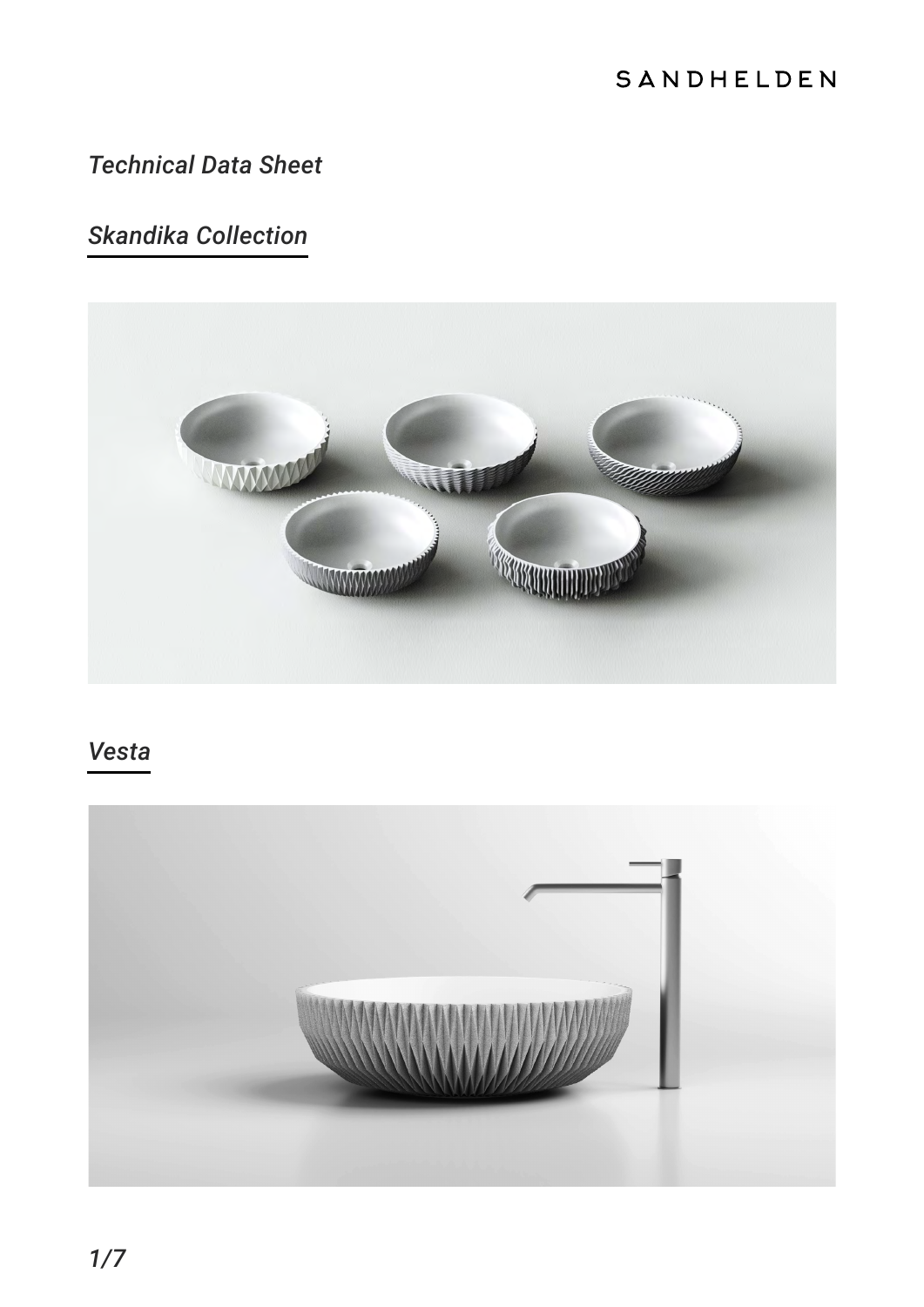SANDHELDEN

*Technical Data Sheet*

## *Skandika Collection*

## *Vesta*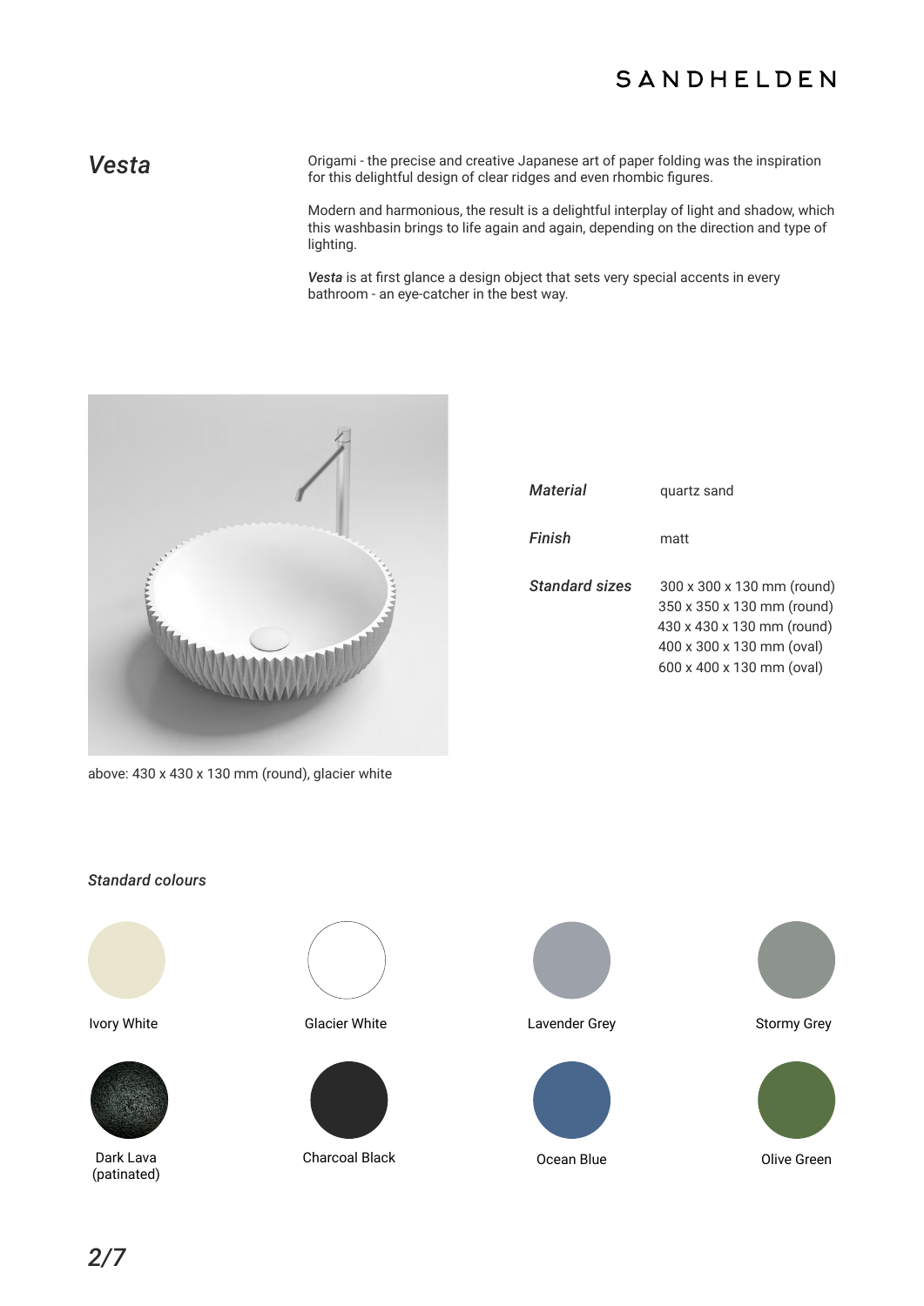# *Vesta*

Origami - the precise and creative Japanese art of paper folding was the inspiration for this delightful design of clear ridges and even rhombic figures.

Modern and harmonious, the result is a delightful interplay of light and shadow, which this washbasin brings to life again and again, depending on the direction and type of lighting.

***Vesta*** is at first glance a design object that sets very special accents in every bathroom - an eye-catcher in the best way.

above: 430 x 430 x 130 mm (round), glacier white

| | |
|---|---|
| ***Material*** | quartz sand |
| ***Finish*** | matt |
| ***Standard sizes*** | 300 x 300 x 130 mm (round)<br>350 x 350 x 130 mm (round)<br>430 x 430 x 130 mm (round)<br>400 x 300 x 130 mm (oval)<br>600 x 400 x 130 mm (oval) |

***Standard colours***

- Ivory White
- Glacier White
- Lavender Grey
- Stormy Grey
- Dark Lava (patinated)
- Charcoal Black
- Ocean Blue
- Olive Green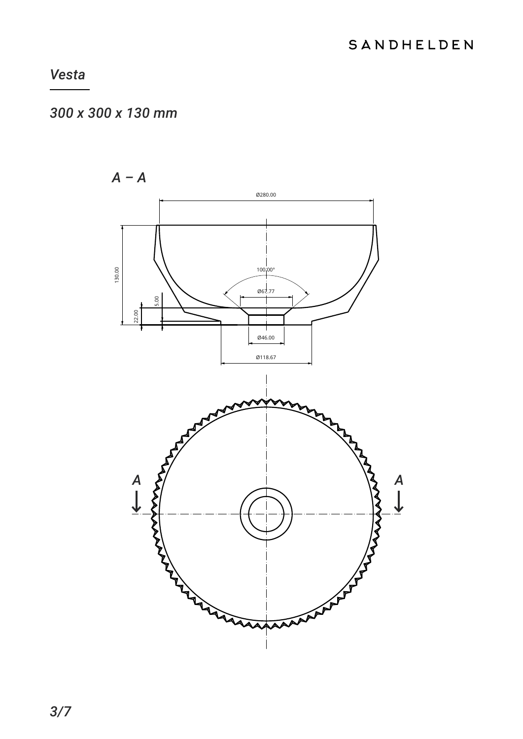*Vesta*

*300 x 300 x 130 mm*

*A – A*

Ø280.00

130.00

100.00°

Ø67.77

5.00

22.00

Ø46.00

Ø118.67

A

A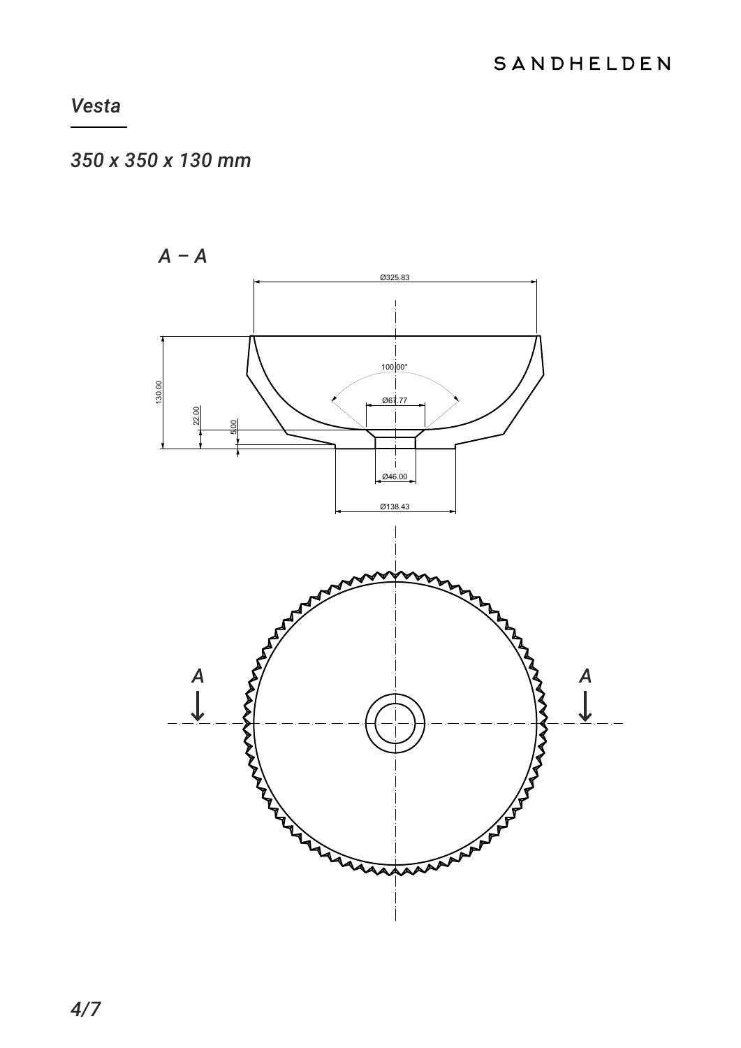## *Vesta*

*350 x 350 x 130 mm*

*A – A*

Ø325.83

100.00°

Ø67.77

130.00

22.00

5.00

Ø46.00

Ø138.43

A

A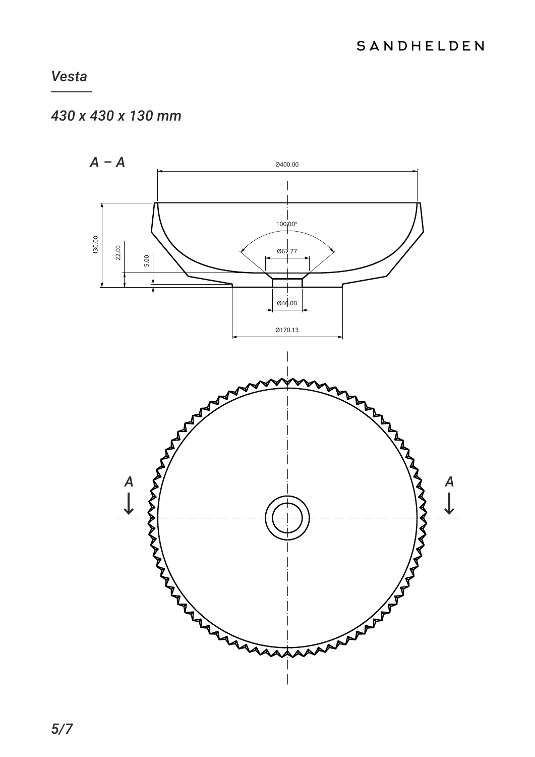SANDHELDEN

*Vesta*

*430 x 430 x 130 mm*

*A – A*

Ø400.00

100.00°

Ø67.77

130.00

22.00

5.00

Ø46.00

Ø170.13

A

A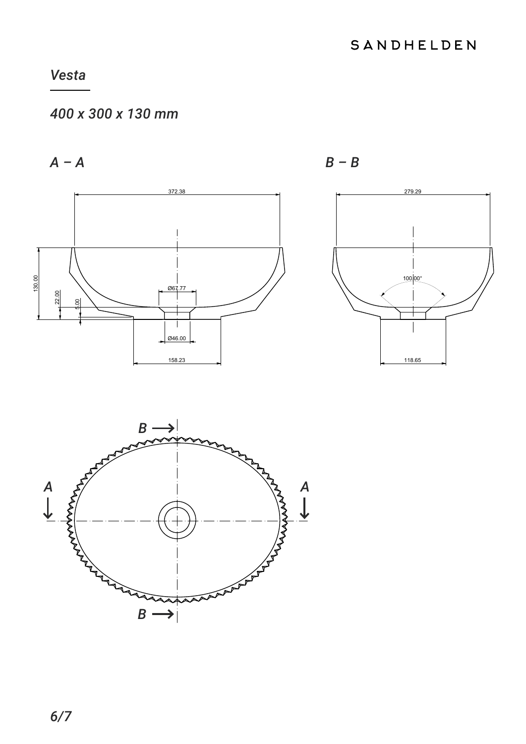*Vesta*

*400 x 300 x 130 mm*

*A – A*

372.38

130.00

22.00

5.00

Ø67.77

Ø46.00

158.23

*B – B*

279.29

100.00°

118.65

B → 

A ↓ 

A ↓ 

B →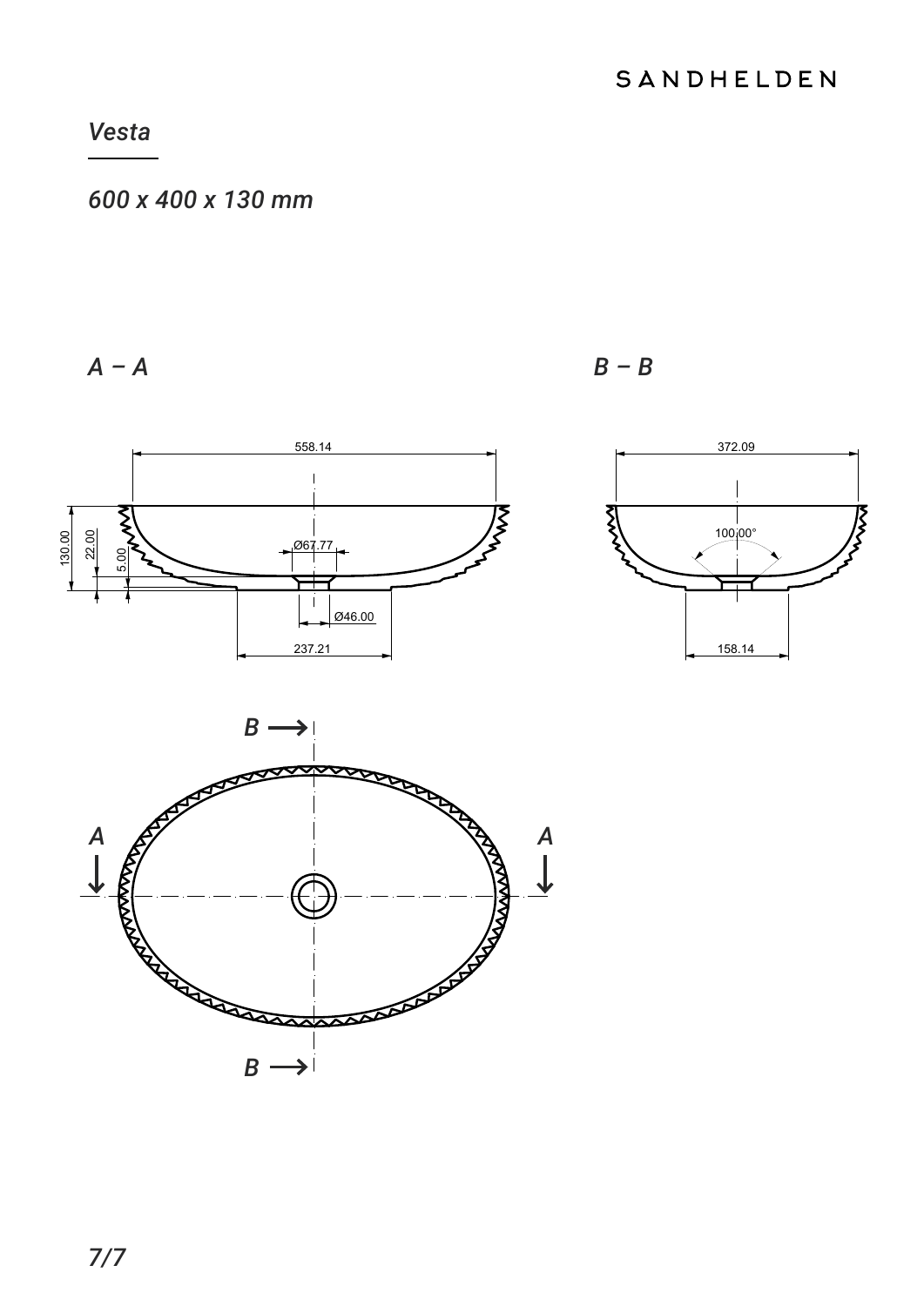SANDHELDEN

*Vesta*

*600 x 400 x 130 mm*

*A – A*

558.14

130.00

22.00

5.00

Ø67.77

Ø46.00

237.21

*B – B*

372.09

100.00°

158.14

B →

A

A

B →